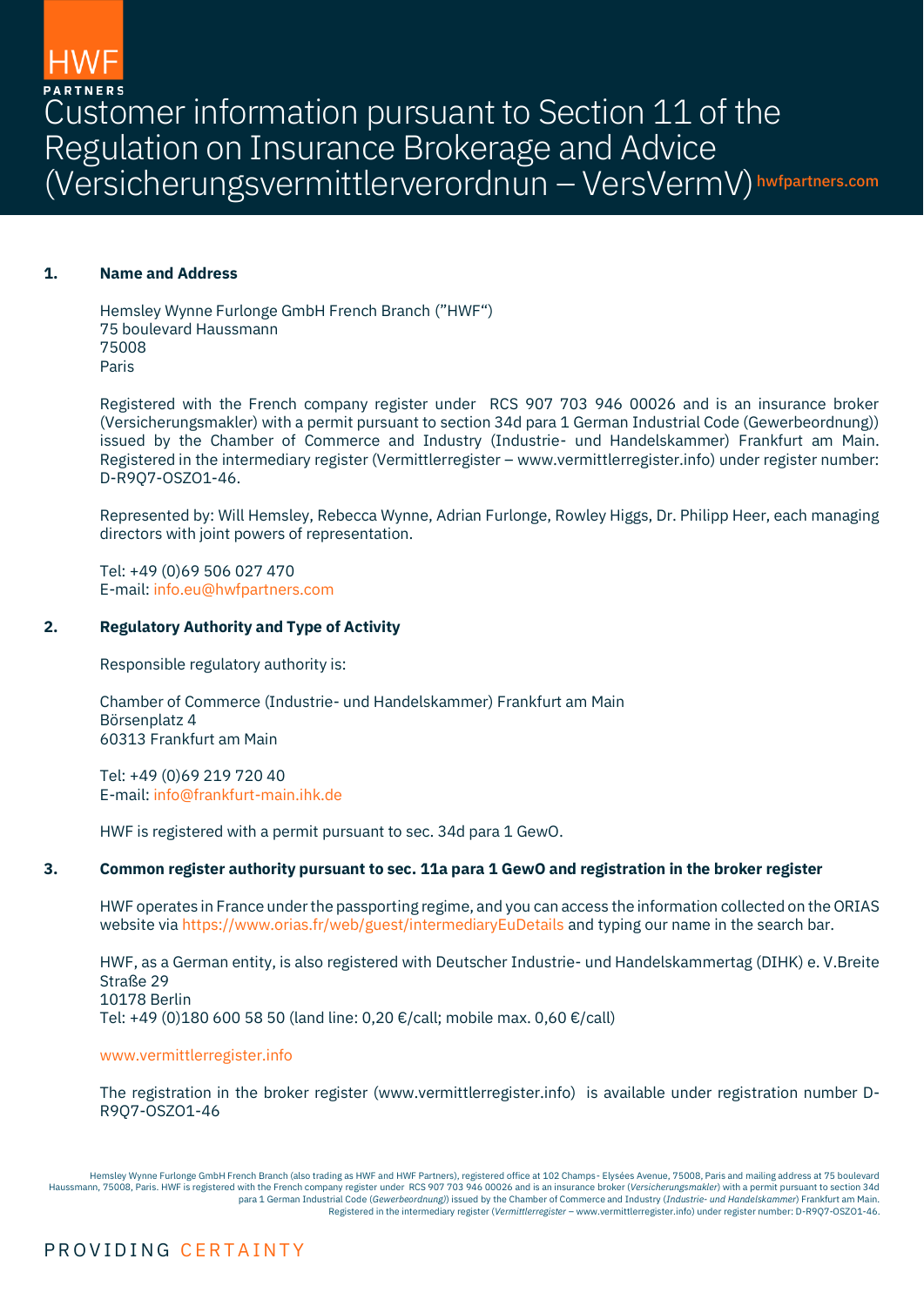# Customer information pursuant to Section 11 of the Regulation on Insurance Brokerage and Advice (Versicherungsvermittlerverordnun – VersVermV)

hwfpartners.com

## 1. Name and Address

Hemsley Wynne Furlonge GmbH French Branch ("HWF")
75 boulevard Haussmann
75008
Paris

Registered with the French company register under RCS 907 703 946 00026 and is an insurance broker (Versicherungsmakler) with a permit pursuant to section 34d para 1 German Industrial Code (Gewerbeordnung)) issued by the Chamber of Commerce and Industry (Industrie- und Handelskammer) Frankfurt am Main. Registered in the intermediary register (Vermittlerregister – www.vermittlerregister.info) under register number: D-R9Q7-OSZO1-46.

Represented by: Will Hemsley, Rebecca Wynne, Adrian Furlonge, Rowley Higgs, Dr. Philipp Heer, each managing directors with joint powers of representation.

Tel: +49 (0)69 506 027 470
E-mail: info.eu@hwfpartners.com

## 2. Regulatory Authority and Type of Activity

Responsible regulatory authority is:

Chamber of Commerce (Industrie- und Handelskammer) Frankfurt am Main
Börsenplatz 4
60313 Frankfurt am Main

Tel: +49 (0)69 219 720 40
E-mail: info@frankfurt-main.ihk.de

HWF is registered with a permit pursuant to sec. 34d para 1 GewO.

## 3. Common register authority pursuant to sec. 11a para 1 GewO and registration in the broker register

HWF operates in France under the passporting regime, and you can access the information collected on the ORIAS website via https://www.orias.fr/web/guest/intermediaryEuDetails and typing our name in the search bar.

HWF, as a German entity, is also registered with Deutscher Industrie- und Handelskammertag (DIHK) e. V.Breite Straße 29
10178 Berlin
Tel: +49 (0)180 600 58 50 (land line: 0,20 €/call; mobile max. 0,60 €/call)

www.vermittlerregister.info

The registration in the broker register (www.vermittlerregister.info) is available under registration number D-R9Q7-OSZO1-46

Hemsley Wynne Furlonge GmbH French Branch (also trading as HWF and HWF Partners), registered office at 102 Champs- Elysées Avenue, 75008, Paris and mailing address at 75 boulevard Haussmann, 75008, Paris. HWF is registered with the French company register under RCS 907 703 946 00026 and is an insurance broker (*Versicherungsmakler*) with a permit pursuant to section 34d para 1 German Industrial Code (*Gewerbeordnung*)) issued by the Chamber of Commerce and Industry (*Industrie- und Handelskammer*) Frankfurt am Main. Registered in the intermediary register (*Vermittlerregister* – www.vermittlerregister.info) under register number: D-R9Q7-OSZO1-46.

PROVIDING CERTAINTY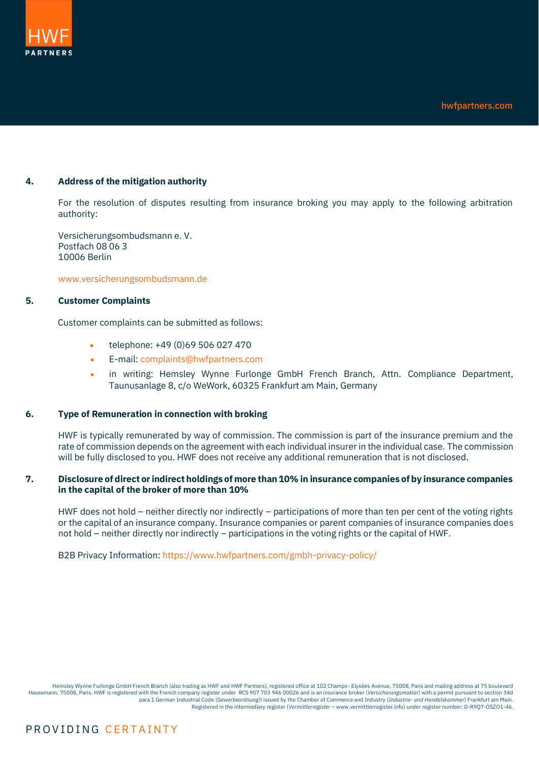## 4. Address of the mitigation authority

For the resolution of disputes resulting from insurance broking you may apply to the following arbitration authority:

Versicherungsombudsmann e. V.
Postfach 08 06 3
10006 Berlin

www.versicherungsombudsmann.de

## 5. Customer Complaints

Customer complaints can be submitted as follows:

- telephone: +49 (0)69 506 027 470
- E-mail: complaints@hwfpartners.com
- in writing: Hemsley Wynne Furlonge GmbH French Branch, Attn. Compliance Department, Taunusanlage 8, c/o WeWork, 60325 Frankfurt am Main, Germany

## 6. Type of Remuneration in connection with broking

HWF is typically remunerated by way of commission. The commission is part of the insurance premium and the rate of commission depends on the agreement with each individual insurer in the individual case. The commission will be fully disclosed to you. HWF does not receive any additional remuneration that is not disclosed.

## 7. Disclosure of direct or indirect holdings of more than 10% in insurance companies of by insurance companies in the capital of the broker of more than 10%

HWF does not hold – neither directly nor indirectly – participations of more than ten per cent of the voting rights or the capital of an insurance company. Insurance companies or parent companies of insurance companies does not hold – neither directly nor indirectly – participations in the voting rights or the capital of HWF.

B2B Privacy Information: https://www.hwfpartners.com/gmbh-privacy-policy/

Hemsley Wynne Furlonge GmbH French Branch (also trading as HWF and HWF Partners), registered office at 102 Champs- Elysées Avenue, 75008, Paris and mailing address at 75 boulevard Haussmann, 75008, Paris. HWF is registered with the French company register under RCS 907 703 946 00026 and is an insurance broker (*Versicherungsmakler*) with a permit pursuant to section 34d para 1 German Industrial Code (*Gewerbeordnung*)) issued by the Chamber of Commerce and Industry (*Industrie- und Handelskammer*) Frankfurt am Main. Registered in the intermediary register (*Vermittlerregister* – www.vermittlerregister.info) under register number: D-R9Q7-OSZO1-46.